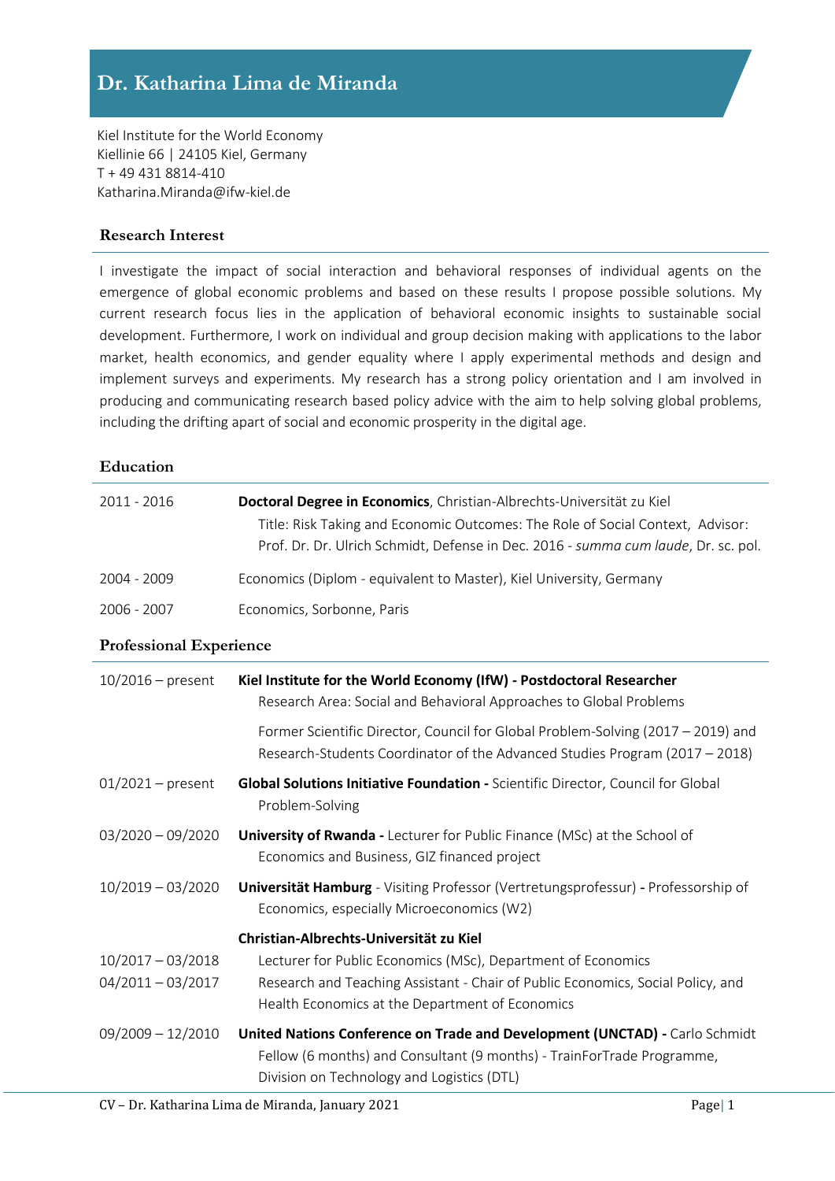# Dr. Katharina Lima de Miranda

Kiel Institute for the World Economy
Kiellinie 66 | 24105 Kiel, Germany
T + 49 431 8814-410
Katharina.Miranda@ifw-kiel.de

## Research Interest

I investigate the impact of social interaction and behavioral responses of individual agents on the emergence of global economic problems and based on these results I propose possible solutions. My current research focus lies in the application of behavioral economic insights to sustainable social development. Furthermore, I work on individual and group decision making with applications to the labor market, health economics, and gender equality where I apply experimental methods and design and implement surveys and experiments. My research has a strong policy orientation and I am involved in producing and communicating research based policy advice with the aim to help solving global problems, including the drifting apart of social and economic prosperity in the digital age.

## Education

| | |
|---|---|
| 2011 - 2016 | **Doctoral Degree in Economics**, Christian-Albrechts-Universität zu Kiel<br>Title: Risk Taking and Economic Outcomes: The Role of Social Context, Advisor: Prof. Dr. Dr. Ulrich Schmidt, Defense in Dec. 2016 - *summa cum laude*, Dr. sc. pol. |
| 2004 - 2009 | Economics (Diplom - equivalent to Master), Kiel University, Germany |
| 2006 - 2007 | Economics, Sorbonne, Paris |

## Professional Experience

| | |
|---|---|
| 10/2016 – present | **Kiel Institute for the World Economy (IfW) - Postdoctoral Researcher**<br>Research Area: Social and Behavioral Approaches to Global Problems<br><br>Former Scientific Director, Council for Global Problem-Solving (2017 – 2019) and Research-Students Coordinator of the Advanced Studies Program (2017 – 2018) |
| 01/2021 – present | **Global Solutions Initiative Foundation -** Scientific Director, Council for Global Problem-Solving |
| 03/2020 – 09/2020 | **University of Rwanda -** Lecturer for Public Finance (MSc) at the School of Economics and Business, GIZ financed project |
| 10/2019 – 03/2020 | **Universität Hamburg** - Visiting Professor (Vertretungsprofessur) **-** Professorship of Economics, especially Microeconomics (W2) |
| | **Christian-Albrechts-Universität zu Kiel** |
| 10/2017 – 03/2018 | Lecturer for Public Economics (MSc), Department of Economics |
| 04/2011 – 03/2017 | Research and Teaching Assistant - Chair of Public Economics, Social Policy, and Health Economics at the Department of Economics |
| 09/2009 – 12/2010 | **United Nations Conference on Trade and Development (UNCTAD) -** Carlo Schmidt Fellow (6 months) and Consultant (9 months) - TrainForTrade Programme, Division on Technology and Logistics (DTL) |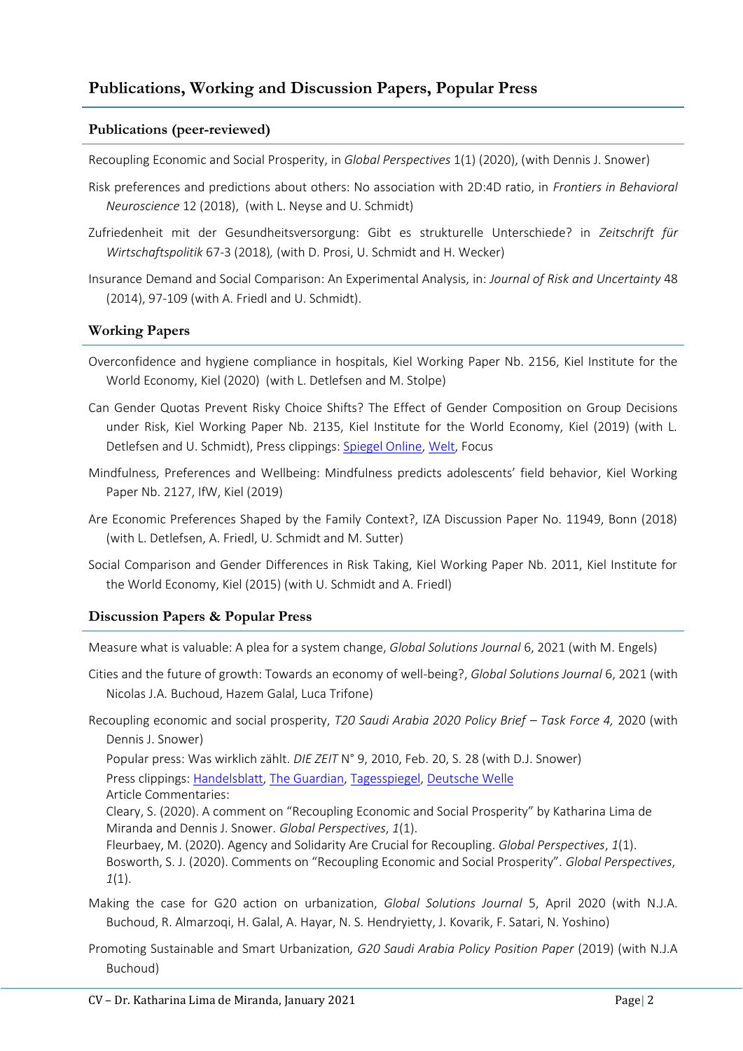# Publications, Working and Discussion Papers, Popular Press

## Publications (peer-reviewed)

Recoupling Economic and Social Prosperity, in *Global Perspectives* 1(1) (2020), (with Dennis J. Snower)

Risk preferences and predictions about others: No association with 2D:4D ratio, in *Frontiers in Behavioral Neuroscience* 12 (2018), (with L. Neyse and U. Schmidt)

Zufriedenheit mit der Gesundheitsversorgung: Gibt es strukturelle Unterschiede? in *Zeitschrift für Wirtschaftspolitik* 67-3 (2018), (with D. Prosi, U. Schmidt and H. Wecker)

Insurance Demand and Social Comparison: An Experimental Analysis, in: *Journal of Risk and Uncertainty* 48 (2014), 97-109 (with A. Friedl and U. Schmidt).

## Working Papers

Overconfidence and hygiene compliance in hospitals, Kiel Working Paper Nb. 2156, Kiel Institute for the World Economy, Kiel (2020) (with L. Detlefsen and M. Stolpe)

Can Gender Quotas Prevent Risky Choice Shifts? The Effect of Gender Composition on Group Decisions under Risk, Kiel Working Paper Nb. 2135, Kiel Institute for the World Economy, Kiel (2019) (with L. Detlefsen and U. Schmidt), Press clippings: Spiegel Online, Welt, Focus

Mindfulness, Preferences and Wellbeing: Mindfulness predicts adolescents' field behavior, Kiel Working Paper Nb. 2127, IfW, Kiel (2019)

Are Economic Preferences Shaped by the Family Context?, IZA Discussion Paper No. 11949, Bonn (2018) (with L. Detlefsen, A. Friedl, U. Schmidt and M. Sutter)

Social Comparison and Gender Differences in Risk Taking, Kiel Working Paper Nb. 2011, Kiel Institute for the World Economy, Kiel (2015) (with U. Schmidt and A. Friedl)

## Discussion Papers & Popular Press

Measure what is valuable: A plea for a system change, *Global Solutions Journal* 6, 2021 (with M. Engels)

Cities and the future of growth: Towards an economy of well-being?, *Global Solutions Journal* 6, 2021 (with Nicolas J.A. Buchoud, Hazem Galal, Luca Trifone)

Recoupling economic and social prosperity, *T20 Saudi Arabia 2020 Policy Brief – Task Force 4,* 2020 (with Dennis J. Snower)
Popular press: Was wirklich zählt. *DIE ZEIT* N° 9, 2010, Feb. 20, S. 28 (with D.J. Snower)
Press clippings: Handelsblatt, The Guardian, Tagesspiegel, Deutsche Welle
Article Commentaries:
Cleary, S. (2020). A comment on "Recoupling Economic and Social Prosperity" by Katharina Lima de Miranda and Dennis J. Snower. *Global Perspectives*, *1*(1).
Fleurbaey, M. (2020). Agency and Solidarity Are Crucial for Recoupling. *Global Perspectives*, *1*(1).
Bosworth, S. J. (2020). Comments on "Recoupling Economic and Social Prosperity". *Global Perspectives*, *1*(1).

Making the case for G20 action on urbanization, *Global Solutions Journal* 5, April 2020 (with N.J.A. Buchoud, R. Almarzoqi, H. Galal, A. Hayar, N. S. Hendryietty, J. Kovarik, F. Satari, N. Yoshino)

Promoting Sustainable and Smart Urbanization*, G20 Saudi Arabia Policy Position Paper* (2019) (with N.J.A Buchoud)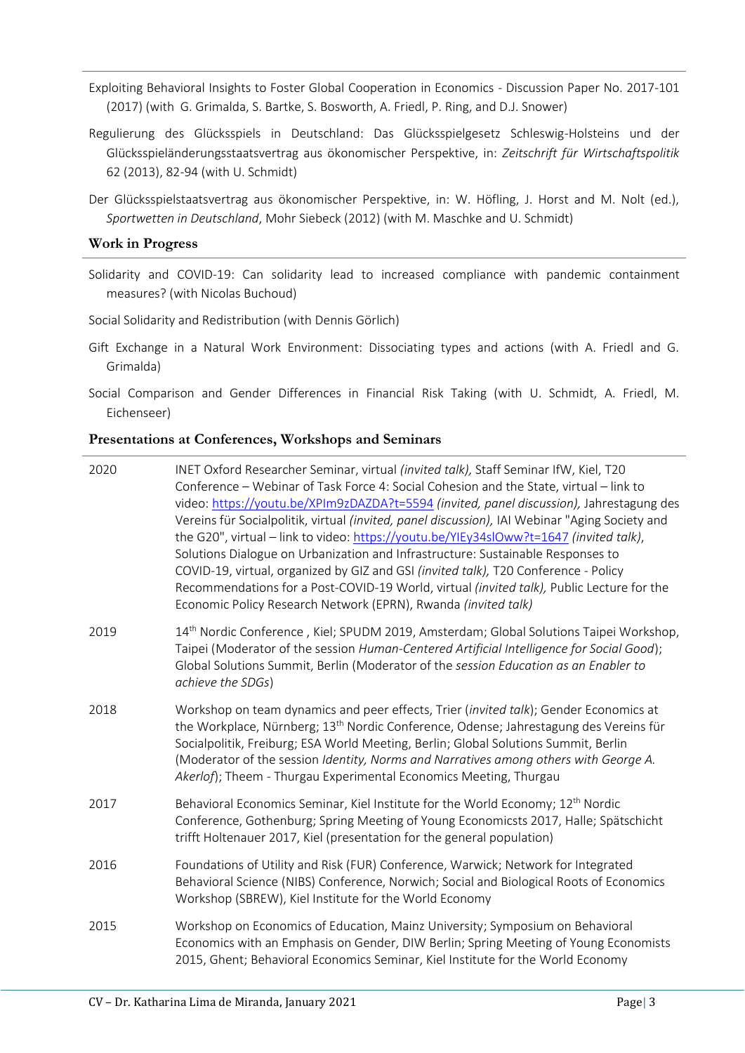Exploiting Behavioral Insights to Foster Global Cooperation in Economics - Discussion Paper No. 2017-101 (2017) (with G. Grimalda, S. Bartke, S. Bosworth, A. Friedl, P. Ring, and D.J. Snower)

Regulierung des Glücksspiels in Deutschland: Das Glücksspielgesetz Schleswig-Holsteins und der Glücksspieländerungsstaatsvertrag aus ökonomischer Perspektive, in: *Zeitschrift für Wirtschaftspolitik* 62 (2013), 82-94 (with U. Schmidt)

Der Glücksspielstaatsvertrag aus ökonomischer Perspektive, in: W. Höfling, J. Horst and M. Nolt (ed.), *Sportwetten in Deutschland*, Mohr Siebeck (2012) (with M. Maschke and U. Schmidt)

## Work in Progress

Solidarity and COVID-19: Can solidarity lead to increased compliance with pandemic containment measures? (with Nicolas Buchoud)

Social Solidarity and Redistribution (with Dennis Görlich)

Gift Exchange in a Natural Work Environment: Dissociating types and actions (with A. Friedl and G. Grimalda)

Social Comparison and Gender Differences in Financial Risk Taking (with U. Schmidt, A. Friedl, M. Eichenseer)

## Presentations at Conferences, Workshops and Seminars

| | |
|---|---|
| 2020 | INET Oxford Researcher Seminar, virtual *(invited talk),* Staff Seminar IfW, Kiel, T20 Conference – Webinar of Task Force 4: Social Cohesion and the State, virtual – link to video: https://youtu.be/XPIm9zDAZDA?t=5594 *(invited, panel discussion),* Jahrestagung des Vereins für Socialpolitik, virtual *(invited, panel discussion),* IAI Webinar "Aging Society and the G20", virtual – link to video: https://youtu.be/YIEy34slOww?t=1647 *(invited talk)*, Solutions Dialogue on Urbanization and Infrastructure: Sustainable Responses to COVID-19, virtual, organized by GIZ and GSI *(invited talk),* T20 Conference - Policy Recommendations for a Post-COVID-19 World, virtual *(invited talk),* Public Lecture for the Economic Policy Research Network (EPRN), Rwanda *(invited talk)* |
| 2019 | 14th Nordic Conference , Kiel; SPUDM 2019, Amsterdam; Global Solutions Taipei Workshop, Taipei (Moderator of the session *Human-Centered Artificial Intelligence for Social Good*); Global Solutions Summit, Berlin (Moderator of the *session Education as an Enabler to achieve the SDGs*) |
| 2018 | Workshop on team dynamics and peer effects, Trier (*invited talk*); Gender Economics at the Workplace, Nürnberg; 13th Nordic Conference, Odense; Jahrestagung des Vereins für Socialpolitik, Freiburg; ESA World Meeting, Berlin; Global Solutions Summit, Berlin (Moderator of the session *Identity, Norms and Narratives among others with George A. Akerlof*); Theem - Thurgau Experimental Economics Meeting, Thurgau |
| 2017 | Behavioral Economics Seminar, Kiel Institute for the World Economy; 12th Nordic Conference, Gothenburg; Spring Meeting of Young Economicsts 2017, Halle; Spätschicht trifft Holtenauer 2017, Kiel (presentation for the general population) |
| 2016 | Foundations of Utility and Risk (FUR) Conference, Warwick; Network for Integrated Behavioral Science (NIBS) Conference, Norwich; Social and Biological Roots of Economics Workshop (SBREW), Kiel Institute for the World Economy |
| 2015 | Workshop on Economics of Education, Mainz University; Symposium on Behavioral Economics with an Emphasis on Gender, DIW Berlin; Spring Meeting of Young Economists 2015, Ghent; Behavioral Economics Seminar, Kiel Institute for the World Economy |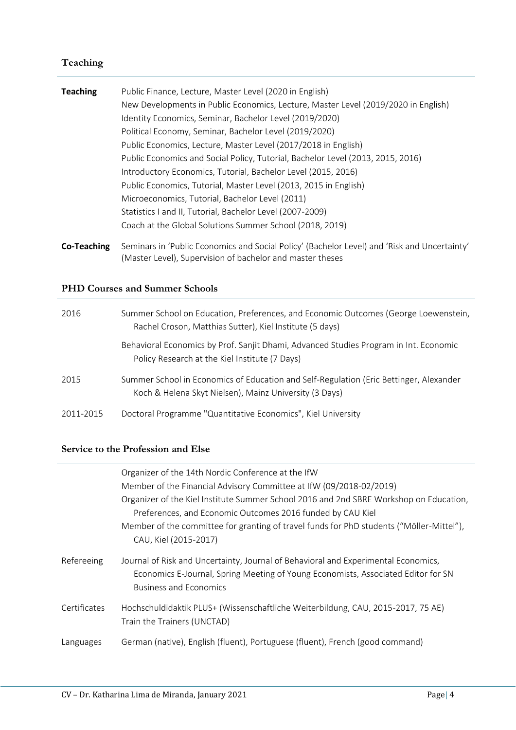## Teaching

**Teaching**

Public Finance, Lecture, Master Level (2020 in English)
New Developments in Public Economics, Lecture, Master Level (2019/2020 in English)
Identity Economics, Seminar, Bachelor Level (2019/2020)
Political Economy, Seminar, Bachelor Level (2019/2020)
Public Economics, Lecture, Master Level (2017/2018 in English)
Public Economics and Social Policy, Tutorial, Bachelor Level (2013, 2015, 2016)
Introductory Economics, Tutorial, Bachelor Level (2015, 2016)
Public Economics, Tutorial, Master Level (2013, 2015 in English)
Microeconomics, Tutorial, Bachelor Level (2011)
Statistics I and II, Tutorial, Bachelor Level (2007-2009)
Coach at the Global Solutions Summer School (2018, 2019)

**Co-Teaching**

Seminars in 'Public Economics and Social Policy' (Bachelor Level) and 'Risk and Uncertainty' (Master Level), Supervision of bachelor and master theses

## PHD Courses and Summer Schools

2016

Summer School on Education, Preferences, and Economic Outcomes (George Loewenstein, Rachel Croson, Matthias Sutter), Kiel Institute (5 days)

Behavioral Economics by Prof. Sanjit Dhami, Advanced Studies Program in Int. Economic Policy Research at the Kiel Institute (7 Days)

2015

Summer School in Economics of Education and Self-Regulation (Eric Bettinger, Alexander Koch & Helena Skyt Nielsen), Mainz University (3 Days)

2011-2015

Doctoral Programme "Quantitative Economics", Kiel University

## Service to the Profession and Else

Organizer of the 14th Nordic Conference at the IfW
Member of the Financial Advisory Committee at IfW (09/2018-02/2019)
Organizer of the Kiel Institute Summer School 2016 and 2nd SBRE Workshop on Education, Preferences, and Economic Outcomes 2016 funded by CAU Kiel
Member of the committee for granting of travel funds for PhD students ("Möller-Mittel"), CAU, Kiel (2015-2017)

Refereeing

Journal of Risk and Uncertainty, Journal of Behavioral and Experimental Economics, Economics E-Journal, Spring Meeting of Young Economists, Associated Editor for SN Business and Economics

Certificates

Hochschuldidaktik PLUS+ (Wissenschaftliche Weiterbildung, CAU, 2015-2017, 75 AE)
Train the Trainers (UNCTAD)

Languages

German (native), English (fluent), Portuguese (fluent), French (good command)